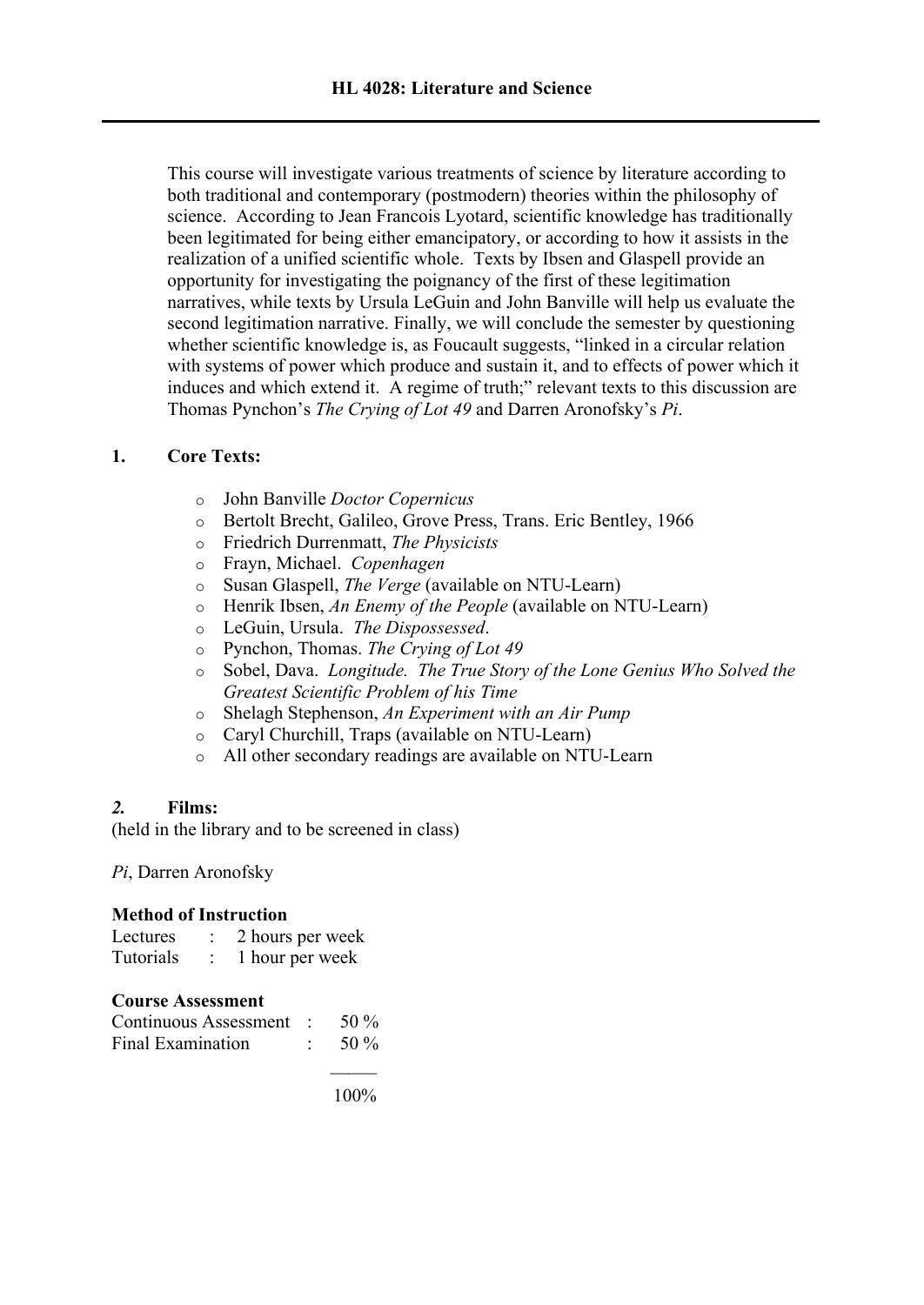# HL 4028: Literature and Science

This course will investigate various treatments of science by literature according to both traditional and contemporary (postmodern) theories within the philosophy of science. According to Jean Francois Lyotard, scientific knowledge has traditionally been legitimated for being either emancipatory, or according to how it assists in the realization of a unified scientific whole. Texts by Ibsen and Glaspell provide an opportunity for investigating the poignancy of the first of these legitimation narratives, while texts by Ursula LeGuin and John Banville will help us evaluate the second legitimation narrative. Finally, we will conclude the semester by questioning whether scientific knowledge is, as Foucault suggests, "linked in a circular relation with systems of power which produce and sustain it, and to effects of power which it induces and which extend it. A regime of truth;" relevant texts to this discussion are Thomas Pynchon's *The Crying of Lot 49* and Darren Aronofsky's *Pi*.

## 1. Core Texts:

- John Banville *Doctor Copernicus*
- Bertolt Brecht, Galileo, Grove Press, Trans. Eric Bentley, 1966
- Friedrich Durrenmatt, *The Physicists*
- Frayn, Michael. *Copenhagen*
- Susan Glaspell, *The Verge* (available on NTU-Learn)
- Henrik Ibsen, *An Enemy of the People* (available on NTU-Learn)
- LeGuin, Ursula. *The Dispossessed*.
- Pynchon, Thomas. *The Crying of Lot 49*
- Sobel, Dava. *Longitude. The True Story of the Lone Genius Who Solved the Greatest Scientific Problem of his Time*
- Shelagh Stephenson, *An Experiment with an Air Pump*
- Caryl Churchill, Traps (available on NTU-Learn)
- All other secondary readings are available on NTU-Learn

## *2.* Films:

(held in the library and to be screened in class)

*Pi*, Darren Aronofsky

**Method of Instruction**

| | | |
|---|---|---|
| Lectures | : | 2 hours per week |
| Tutorials | : | 1 hour per week |

**Course Assessment**

| | | |
|---|---|---|
| Continuous Assessment | : | 50 % |
| Final Examination | : | 50 % |
| | | 100% |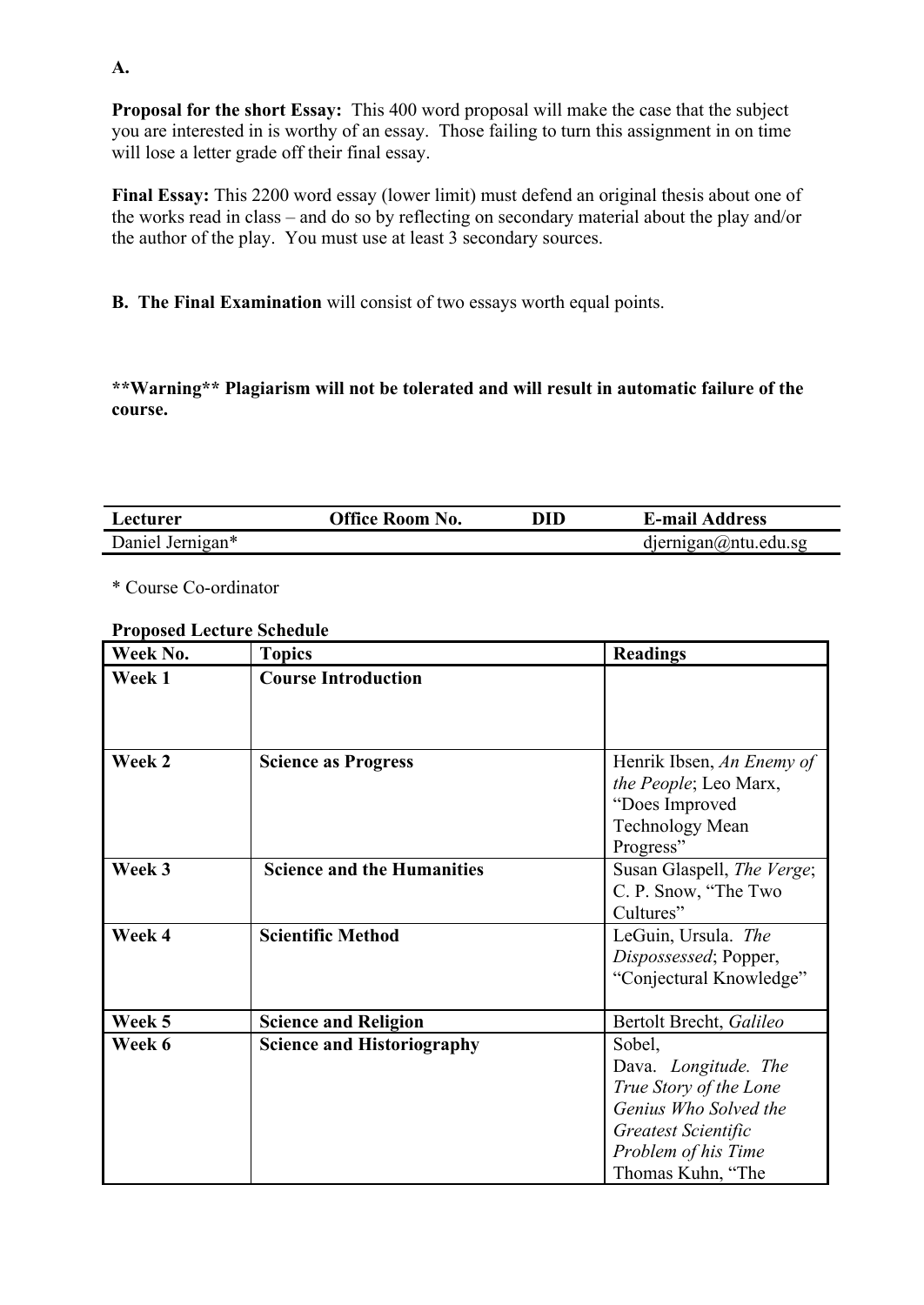**A.**

**Proposal for the short Essay:** This 400 word proposal will make the case that the subject you are interested in is worthy of an essay. Those failing to turn this assignment in on time will lose a letter grade off their final essay.

**Final Essay:** This 2200 word essay (lower limit) must defend an original thesis about one of the works read in class – and do so by reflecting on secondary material about the play and/or the author of the play. You must use at least 3 secondary sources.

**B. The Final Examination** will consist of two essays worth equal points.

****Warning** Plagiarism will not be tolerated and will result in automatic failure of the course.**

| Lecturer | Office Room No. | DID | E-mail Address |
|---|---|---|---|
| Daniel Jernigan* | | | djernigan@ntu.edu.sg |

* Course Co-ordinator

**Proposed Lecture Schedule**

| Week No. | Topics | Readings |
|---|---|---|
| **Week 1** | **Course Introduction** | |
| **Week 2** | **Science as Progress** | Henrik Ibsen, *An Enemy of the People*; Leo Marx, "Does Improved Technology Mean Progress" |
| **Week 3** | **Science and the Humanities** | Susan Glaspell, *The Verge*; C. P. Snow, "The Two Cultures" |
| **Week 4** | **Scientific Method** | LeGuin, Ursula. *The Dispossessed*; Popper, "Conjectural Knowledge" |
| **Week 5** | **Science and Religion** | Bertolt Brecht, *Galileo* |
| **Week 6** | **Science and Historiography** | Sobel, Dava. *Longitude. The True Story of the Lone Genius Who Solved the Greatest Scientific Problem of his Time* Thomas Kuhn, "The |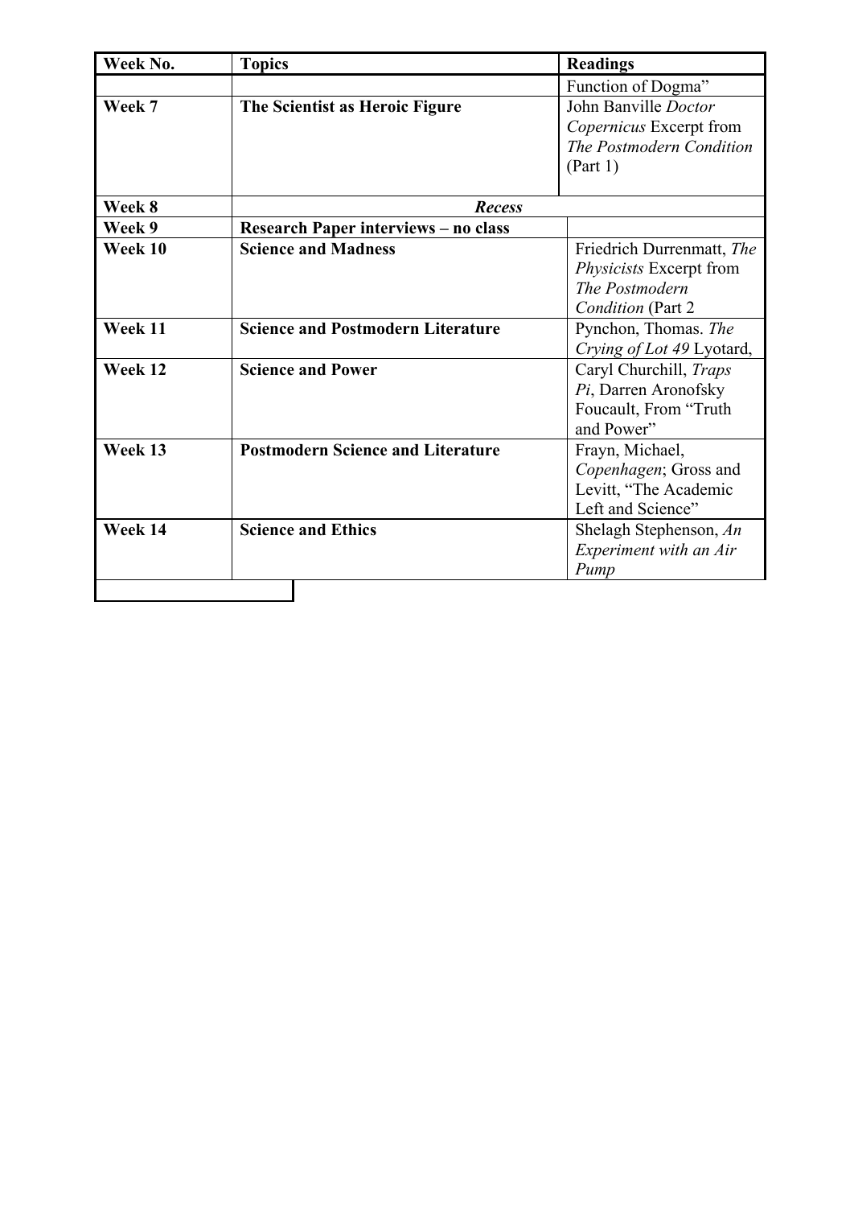| Week No. | Topics | Readings |
|---|---|---|
| | | Function of Dogma” |
| **Week 7** | **The Scientist as Heroic Figure** | John Banville *Doctor Copernicus* Excerpt from *The Postmodern Condition* (Part 1) |
| **Week 8** | ***Recess*** | |
| **Week 9** | **Research Paper interviews – no class** | |
| **Week 10** | **Science and Madness** | Friedrich Durrenmatt, *The Physicists* Excerpt from *The Postmodern Condition* (Part 2 |
| **Week 11** | **Science and Postmodern Literature** | Pynchon, Thomas. *The Crying of Lot 49* Lyotard, |
| **Week 12** | **Science and Power** | Caryl Churchill, *Traps Pi*, Darren Aronofsky Foucault, From “Truth and Power” |
| **Week 13** | **Postmodern Science and Literature** | Frayn, Michael, *Copenhagen*; Gross and Levitt, “The Academic Left and Science” |
| **Week 14** | **Science and Ethics** | Shelagh Stephenson, *An Experiment with an Air Pump* |